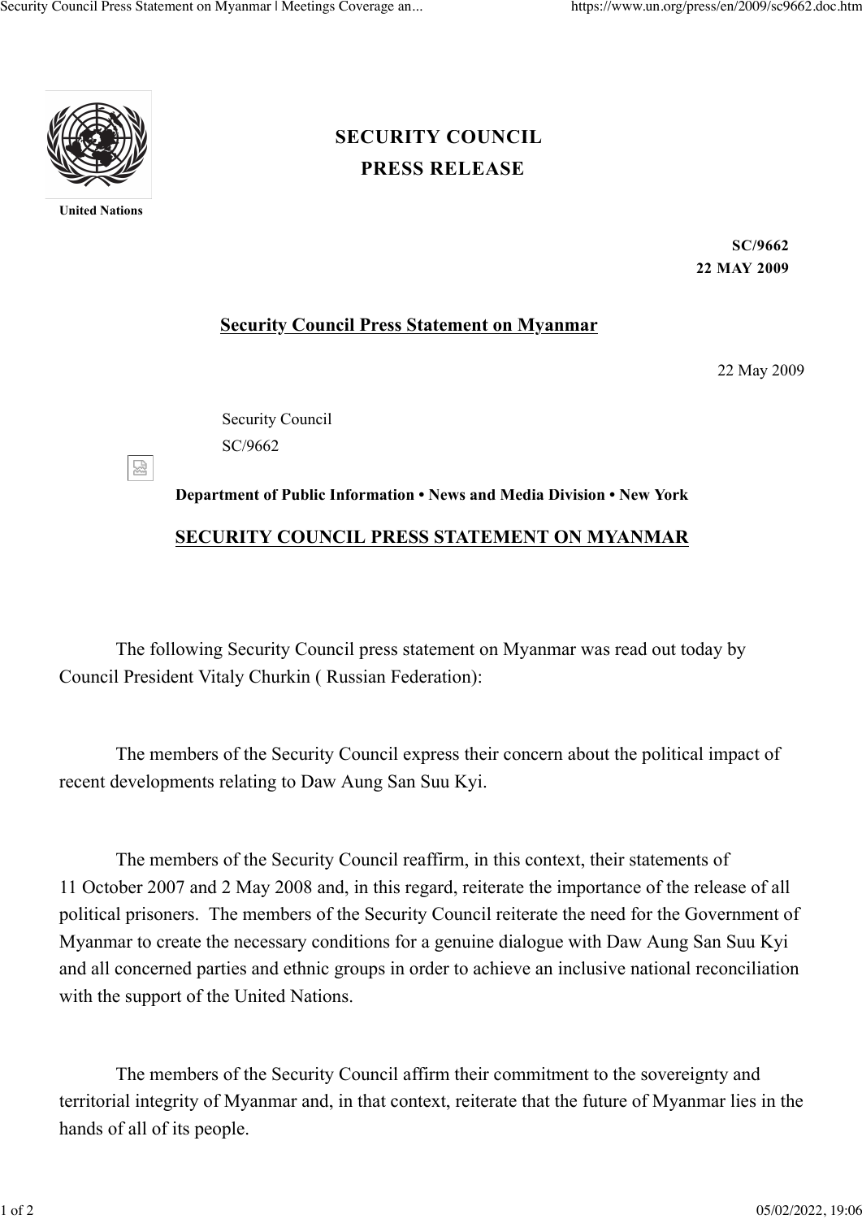United Nations

# SECURITY COUNCIL
# PRESS RELEASE

**SC/9662**
**22 MAY 2009**

## Security Council Press Statement on Myanmar

22 May 2009

Security Council
SC/9662

**Department of Public Information • News and Media Division • New York**

## SECURITY COUNCIL PRESS STATEMENT ON MYANMAR

The following Security Council press statement on Myanmar was read out today by Council President Vitaly Churkin ( Russian Federation):

The members of the Security Council express their concern about the political impact of recent developments relating to Daw Aung San Suu Kyi.

The members of the Security Council reaffirm, in this context, their statements of 11 October 2007 and 2 May 2008 and, in this regard, reiterate the importance of the release of all political prisoners. The members of the Security Council reiterate the need for the Government of Myanmar to create the necessary conditions for a genuine dialogue with Daw Aung San Suu Kyi and all concerned parties and ethnic groups in order to achieve an inclusive national reconciliation with the support of the United Nations.

The members of the Security Council affirm their commitment to the sovereignty and territorial integrity of Myanmar and, in that context, reiterate that the future of Myanmar lies in the hands of all of its people.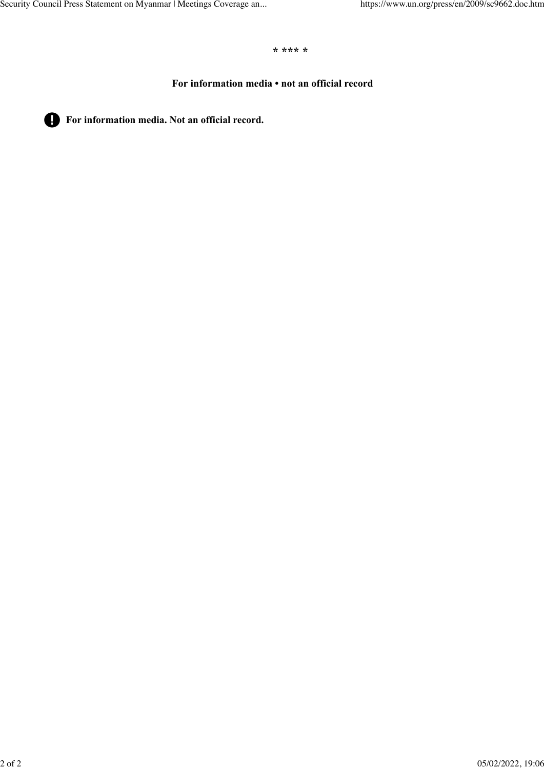* *** *

**For information media • not an official record**

**For information media. Not an official record.**